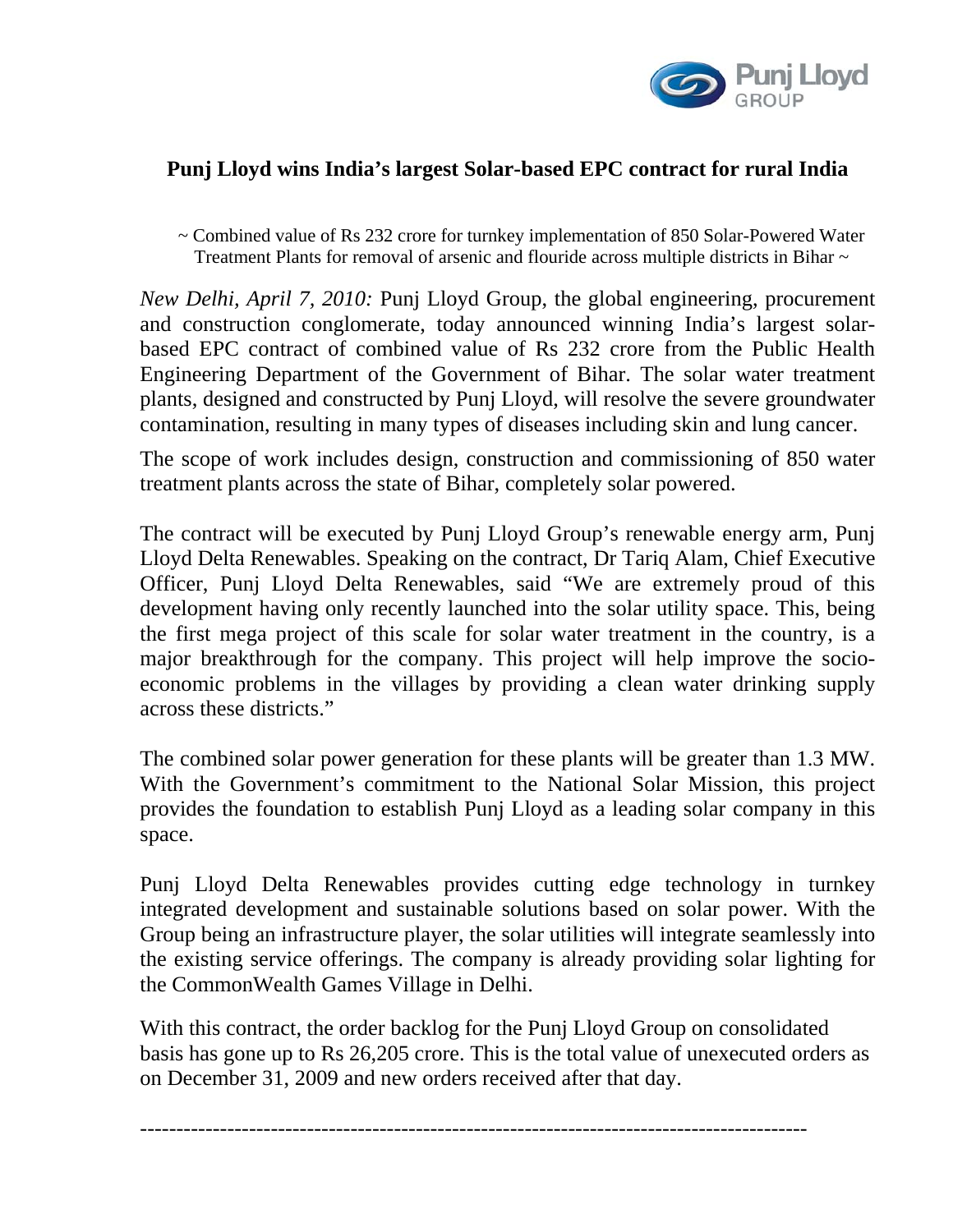# Punj Lloyd wins India's largest Solar-based EPC contract for rural India

~ Combined value of Rs 232 crore for turnkey implementation of 850 Solar-Powered Water Treatment Plants for removal of arsenic and flouride across multiple districts in Bihar ~

*New Delhi, April 7, 2010:* Punj Lloyd Group, the global engineering, procurement and construction conglomerate, today announced winning India's largest solar-based EPC contract of combined value of Rs 232 crore from the Public Health Engineering Department of the Government of Bihar. The solar water treatment plants, designed and constructed by Punj Lloyd, will resolve the severe groundwater contamination, resulting in many types of diseases including skin and lung cancer.

The scope of work includes design, construction and commissioning of 850 water treatment plants across the state of Bihar, completely solar powered.

The contract will be executed by Punj Lloyd Group's renewable energy arm, Punj Lloyd Delta Renewables. Speaking on the contract, Dr Tariq Alam, Chief Executive Officer, Punj Lloyd Delta Renewables, said "We are extremely proud of this development having only recently launched into the solar utility space. This, being the first mega project of this scale for solar water treatment in the country, is a major breakthrough for the company. This project will help improve the socio-economic problems in the villages by providing a clean water drinking supply across these districts."

The combined solar power generation for these plants will be greater than 1.3 MW. With the Government's commitment to the National Solar Mission, this project provides the foundation to establish Punj Lloyd as a leading solar company in this space.

Punj Lloyd Delta Renewables provides cutting edge technology in turnkey integrated development and sustainable solutions based on solar power. With the Group being an infrastructure player, the solar utilities will integrate seamlessly into the existing service offerings. The company is already providing solar lighting for the CommonWealth Games Village in Delhi.

With this contract, the order backlog for the Punj Lloyd Group on consolidated basis has gone up to Rs 26,205 crore. This is the total value of unexecuted orders as on December 31, 2009 and new orders received after that day.

---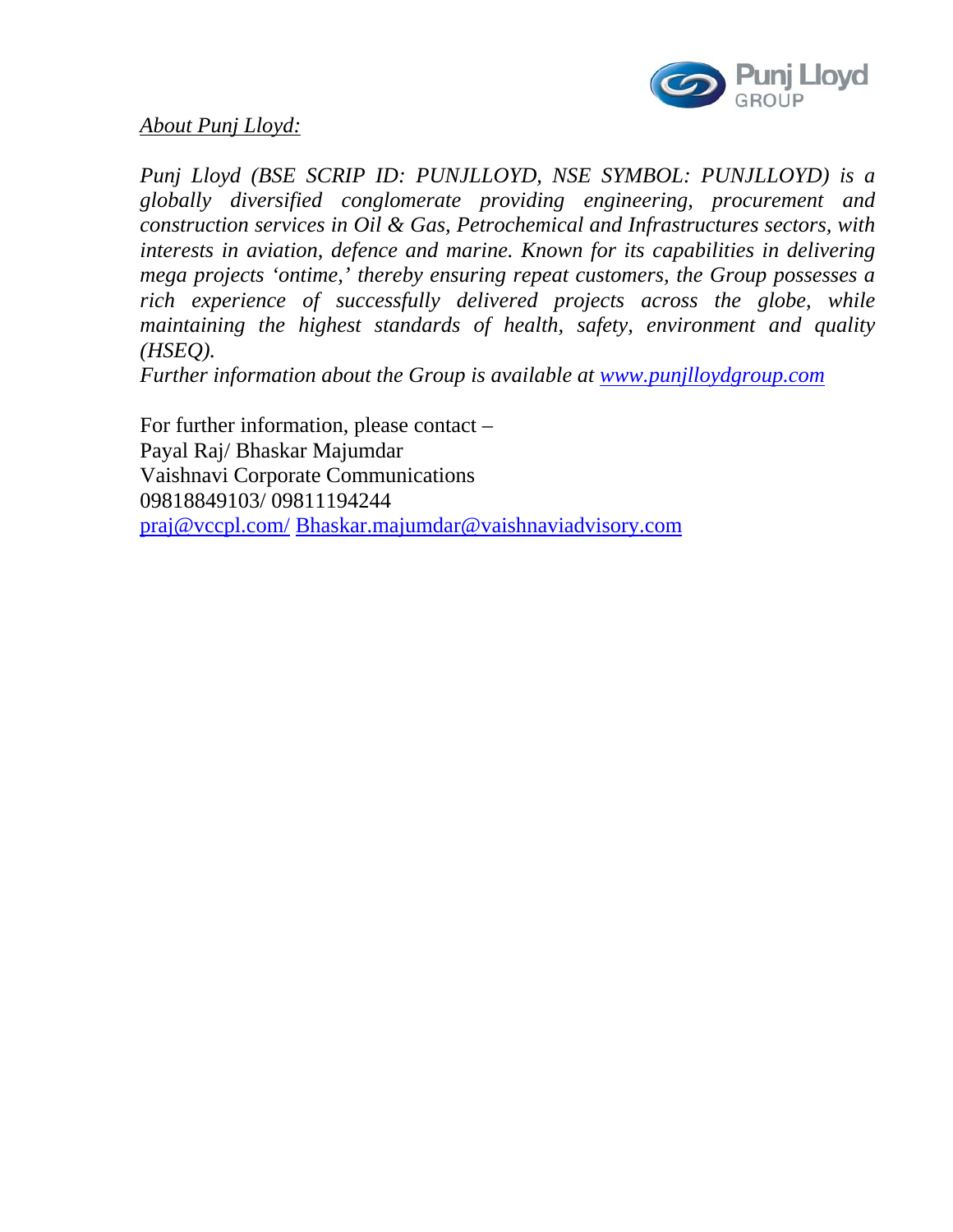*About Punj Lloyd:*

*Punj Lloyd (BSE SCRIP ID: PUNJLLOYD, NSE SYMBOL: PUNJLLOYD) is a globally diversified conglomerate providing engineering, procurement and construction services in Oil & Gas, Petrochemical and Infrastructures sectors, with interests in aviation, defence and marine. Known for its capabilities in delivering mega projects 'ontime,' thereby ensuring repeat customers, the Group possesses a rich experience of successfully delivered projects across the globe, while maintaining the highest standards of health, safety, environment and quality (HSEQ).*

*Further information about the Group is available at [www.punjlloydgroup.com](http://www.punjlloydgroup.com)*

For further information, please contact –
Payal Raj/ Bhaskar Majumdar
Vaishnavi Corporate Communications
09818849103/ 09811194244
praj@vccpl.com/ Bhaskar.majumdar@vaishnaviadvisory.com